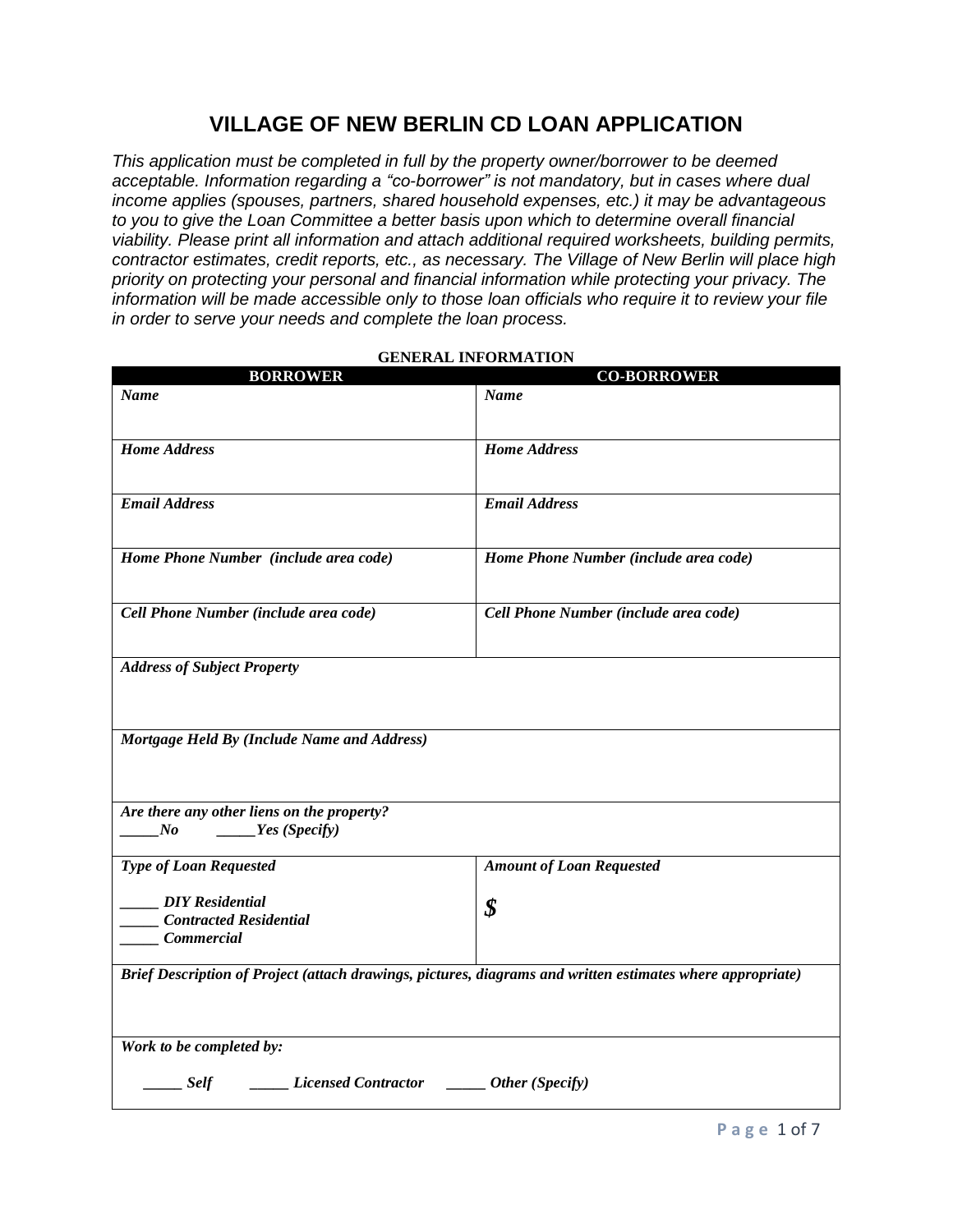# VILLAGE OF NEW BERLIN CD LOAN APPLICATION

*This application must be completed in full by the property owner/borrower to be deemed acceptable. Information regarding a "co-borrower" is not mandatory, but in cases where dual income applies (spouses, partners, shared household expenses, etc.) it may be advantageous to you to give the Loan Committee a better basis upon which to determine overall financial viability. Please print all information and attach additional required worksheets, building permits, contractor estimates, credit reports, etc., as necessary. The Village of New Berlin will place high priority on protecting your personal and financial information while protecting your privacy. The information will be made accessible only to those loan officials who require it to review your file in order to serve your needs and complete the loan process.*

**GENERAL INFORMATION**

| BORROWER | CO-BORROWER |
|---|---|
| ***Name*** | ***Name*** |
| ***Home Address*** | ***Home Address*** |
| ***Email Address*** | ***Email Address*** |
| ***Home Phone Number (include area code)*** | ***Home Phone Number (include area code)*** |
| ***Cell Phone Number (include area code)*** | ***Cell Phone Number (include area code)*** |
| ***Address of Subject Property*** | |
| ***Mortgage Held By (Include Name and Address)*** | |
| ***Are there any other liens on the property?*** <br> _____***No*** _____***Yes (Specify)*** | |
| ***Type of Loan Requested*** <br> _____ ***DIY Residential*** <br> _____ ***Contracted Residential*** <br> _____ ***Commercial*** | ***Amount of Loan Requested*** <br> ***$*** |
| ***Brief Description of Project (attach drawings, pictures, diagrams and written estimates where appropriate)*** | |
| ***Work to be completed by:*** <br> _____ ***Self*** _____ ***Licensed Contractor*** _____ ***Other (Specify)*** | |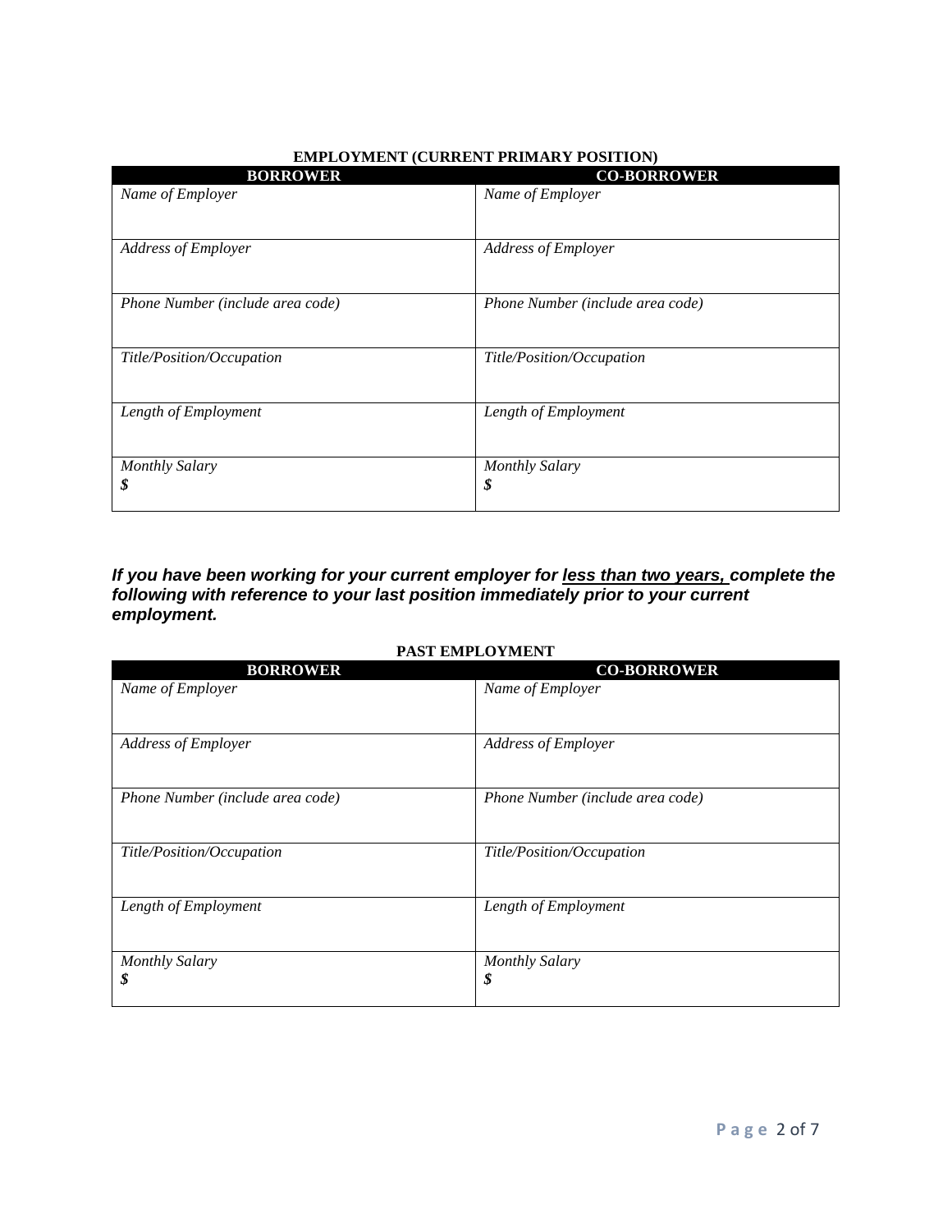**EMPLOYMENT (CURRENT PRIMARY POSITION)**

| BORROWER | CO-BORROWER |
| --- | --- |
| *Name of Employer* | *Name of Employer* |
| *Address of Employer* | *Address of Employer* |
| *Phone Number (include area code)* | *Phone Number (include area code)* |
| *Title/Position/Occupation* | *Title/Position/Occupation* |
| *Length of Employment* | *Length of Employment* |
| *Monthly Salary* <br> ***$*** | *Monthly Salary* <br> ***$*** |

***If you have been working for your current employer for <u>less than two years,</u> complete the following with reference to your last position immediately prior to your current employment.***

**PAST EMPLOYMENT**

| BORROWER | CO-BORROWER |
| --- | --- |
| *Name of Employer* | *Name of Employer* |
| *Address of Employer* | *Address of Employer* |
| *Phone Number (include area code)* | *Phone Number (include area code)* |
| *Title/Position/Occupation* | *Title/Position/Occupation* |
| *Length of Employment* | *Length of Employment* |
| *Monthly Salary* <br> ***$*** | *Monthly Salary* <br> ***$*** |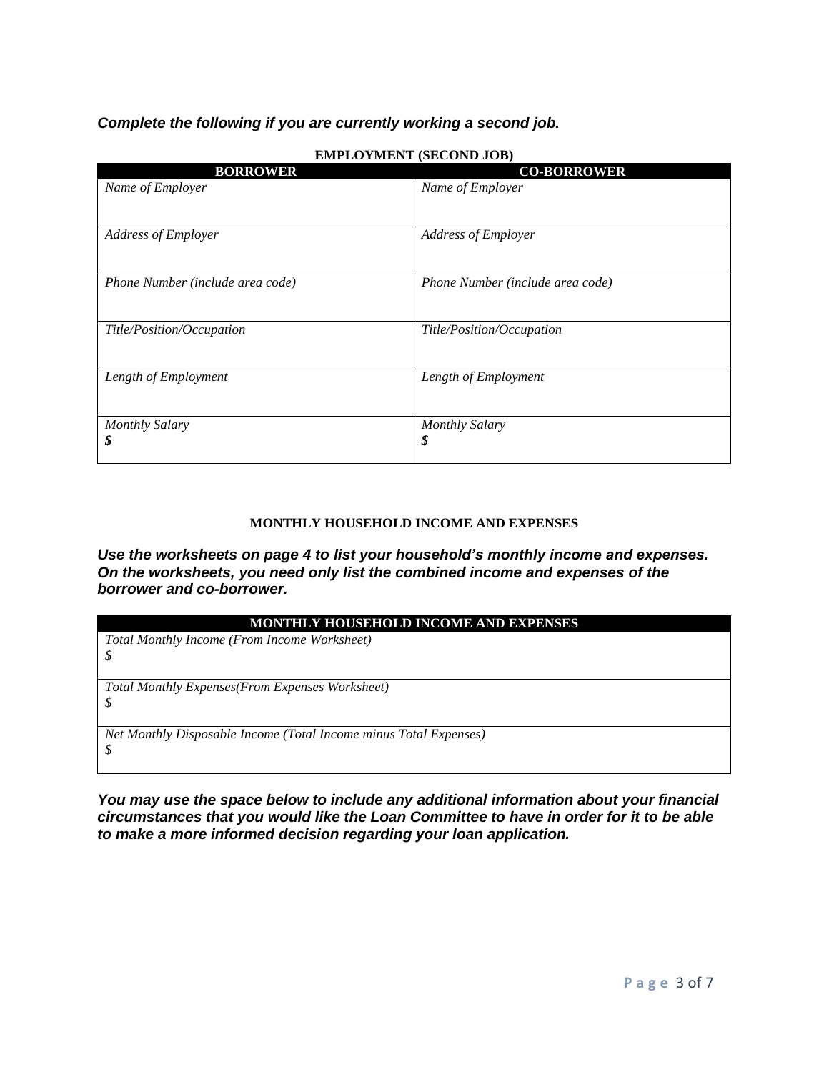***Complete the following if you are currently working a second job.***

**EMPLOYMENT (SECOND JOB)**

| BORROWER | CO-BORROWER |
|---|---|
| *Name of Employer* | *Name of Employer* |
| *Address of Employer* | *Address of Employer* |
| *Phone Number (include area code)* | *Phone Number (include area code)* |
| *Title/Position/Occupation* | *Title/Position/Occupation* |
| *Length of Employment* | *Length of Employment* |
| *Monthly Salary*<br>***$*** | *Monthly Salary*<br>***$*** |

**MONTHLY HOUSEHOLD INCOME AND EXPENSES**

***Use the worksheets on page 4 to list your household's monthly income and expenses. On the worksheets, you need only list the combined income and expenses of the borrower and co-borrower.***

| MONTHLY HOUSEHOLD INCOME AND EXPENSES |
|---|
| *Total Monthly Income (From Income Worksheet)*<br>*$* |
| *Total Monthly Expenses(From Expenses Worksheet)*<br>*$* |
| *Net Monthly Disposable Income (Total Income minus Total Expenses)*<br>*$* |

***You may use the space below to include any additional information about your financial circumstances that you would like the Loan Committee to have in order for it to be able to make a more informed decision regarding your loan application.***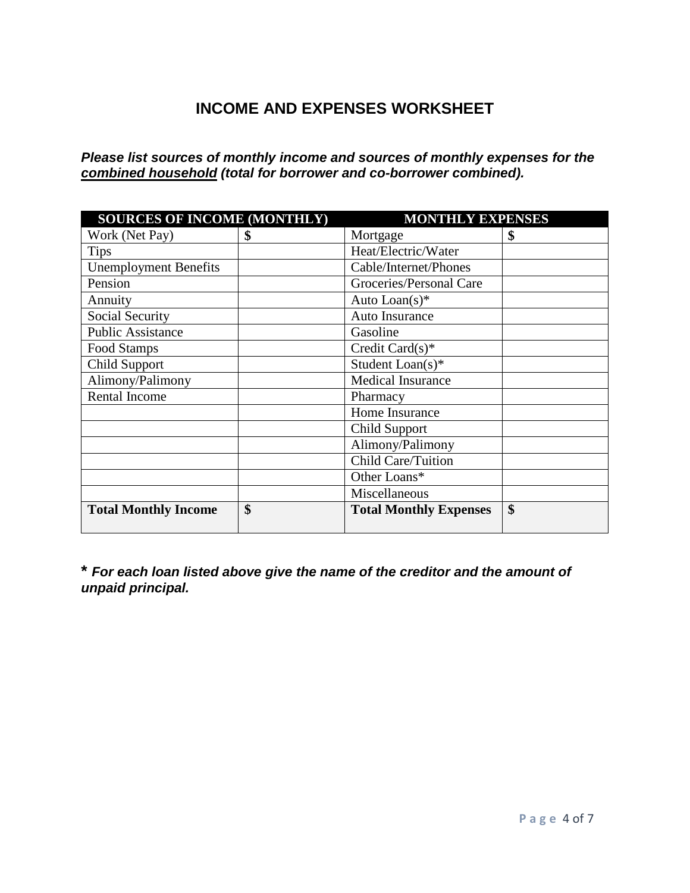# INCOME AND EXPENSES WORKSHEET

***Please list sources of monthly income and sources of monthly expenses for the combined household (total for borrower and co-borrower combined).***

| SOURCES OF INCOME (MONTHLY) | | MONTHLY EXPENSES | |
|---|---|---|---|
| Work (Net Pay) | **$** | Mortgage | **$** |
| Tips | | Heat/Electric/Water | |
| Unemployment Benefits | | Cable/Internet/Phones | |
| Pension | | Groceries/Personal Care | |
| Annuity | | Auto Loan(s)* | |
| Social Security | | Auto Insurance | |
| Public Assistance | | Gasoline | |
| Food Stamps | | Credit Card(s)* | |
| Child Support | | Student Loan(s)* | |
| Alimony/Palimony | | Medical Insurance | |
| Rental Income | | Pharmacy | |
| | | Home Insurance | |
| | | Child Support | |
| | | Alimony/Palimony | |
| | | Child Care/Tuition | |
| | | Other Loans* | |
| | | Miscellaneous | |
| **Total Monthly Income** | **$** | **Total Monthly Expenses** | **$** |

**\*** ***For each loan listed above give the name of the creditor and the amount of unpaid principal.***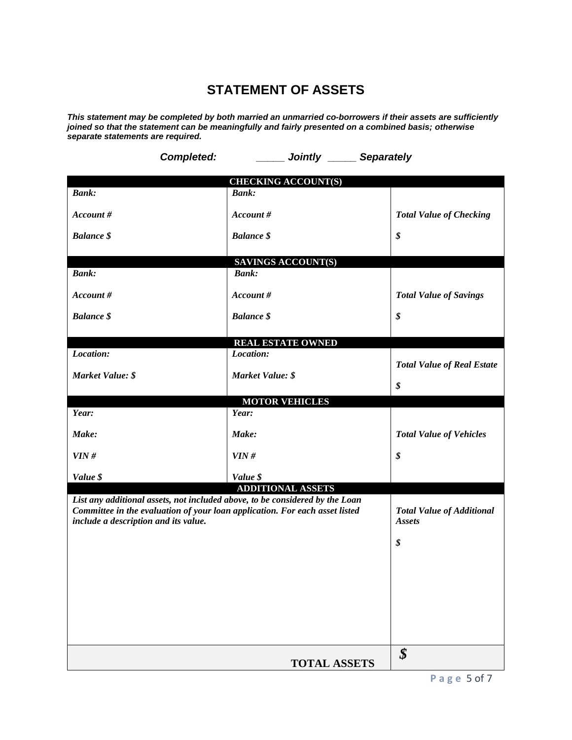# STATEMENT OF ASSETS

***This statement may be completed by both married an unmarried co-borrowers if their assets are sufficiently joined so that the statement can be meaningfully and fairly presented on a combined basis; otherwise separate statements are required.***

***Completed: _____ Jointly _____ Separately***

| CHECKING ACCOUNT(S) | | |
|---|---|---|
| ***Bank:*** | ***Bank:*** | |
| ***Account #*** | ***Account #*** | ***Total Value of Checking*** |
| ***Balance $*** | ***Balance $*** | ***$*** |
| **SAVINGS ACCOUNT(S)** | | |
| ***Bank:*** | ***Bank:*** | |
| ***Account #*** | ***Account #*** | ***Total Value of Savings*** |
| ***Balance $*** | ***Balance $*** | ***$*** |
| **REAL ESTATE OWNED** | | |
| ***Location:*** | ***Location:*** | ***Total Value of Real Estate*** |
| ***Market Value: $*** | ***Market Value: $*** | ***$*** |
| **MOTOR VEHICLES** | | |
| ***Year:*** | ***Year:*** | |
| ***Make:*** | ***Make:*** | ***Total Value of Vehicles*** |
| ***VIN #*** | ***VIN #*** | ***$*** |
| ***Value $*** | ***Value $*** | |
| **ADDITIONAL ASSETS** | | |
| ***List any additional assets, not included above, to be considered by the Loan Committee in the evaluation of your loan application. For each asset listed include a description and its value.*** | | ***Total Value of Additional Assets*** ***$*** |
| | **TOTAL ASSETS** | ***$*** |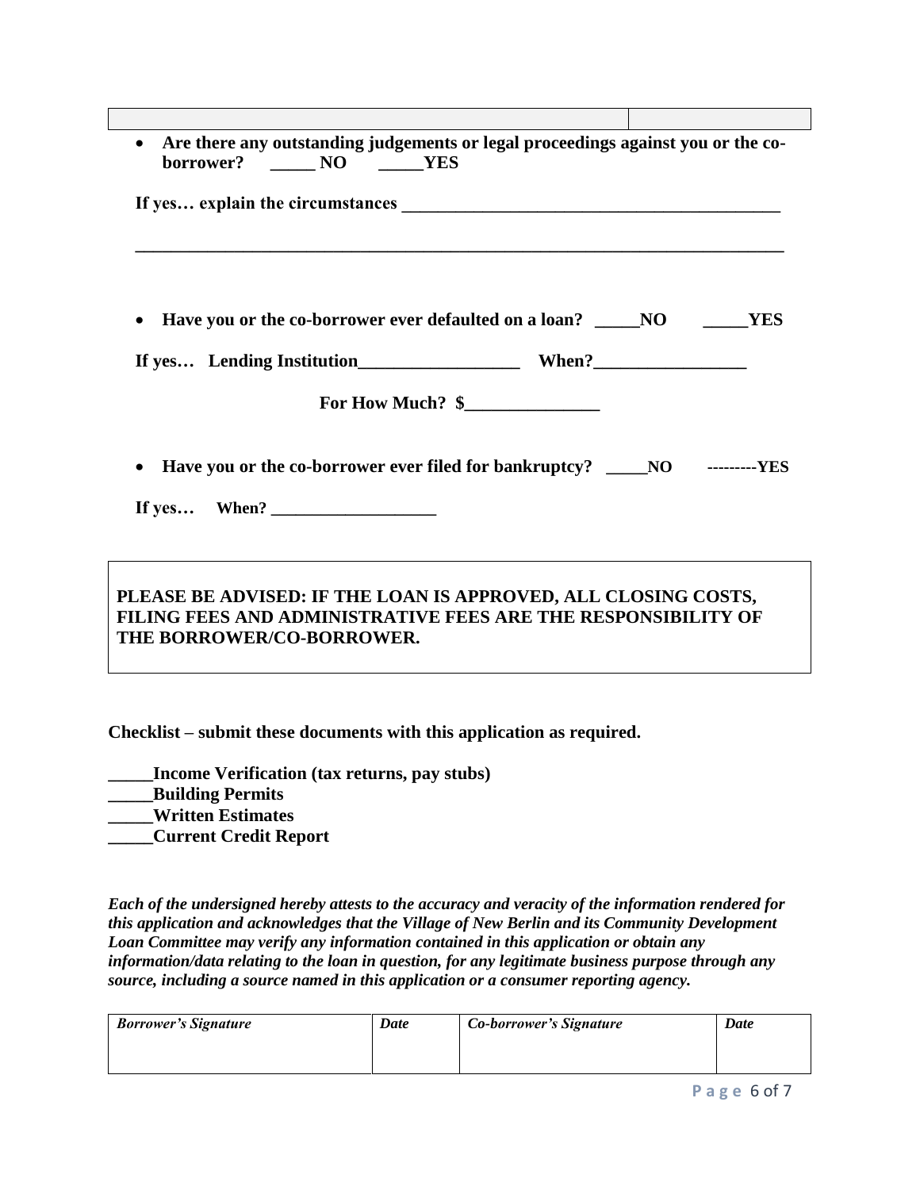| | |
|---|---|
| | |

- **Are there any outstanding judgements or legal proceedings against you or the co-borrower? _____ NO _____YES**

**If yes… explain the circumstances ___________________________________________**

**___________________________________________________________________________**

- **Have you or the co-borrower ever defaulted on a loan? _____NO _____YES**

**If yes… Lending Institution__________________ When?_________________**

**For How Much? $_______________**

- **Have you or the co-borrower ever filed for bankruptcy? _____NO ---------YES**

**If yes… When? ___________________**

**PLEASE BE ADVISED: IF THE LOAN IS APPROVED, ALL CLOSING COSTS, FILING FEES AND ADMINISTRATIVE FEES ARE THE RESPONSIBILITY OF THE BORROWER/CO-BORROWER.**

**Checklist – submit these documents with this application as required.**

**_____Income Verification (tax returns, pay stubs)**
**_____Building Permits**
**_____Written Estimates**
**_____Current Credit Report**

***Each of the undersigned hereby attests to the accuracy and veracity of the information rendered for this application and acknowledges that the Village of New Berlin and its Community Development Loan Committee may verify any information contained in this application or obtain any information/data relating to the loan in question, for any legitimate business purpose through any source, including a source named in this application or a consumer reporting agency.***

| *Borrower's Signature* | *Date* | *Co-borrower's Signature* | *Date* |
|---|---|---|---|
| | | | |